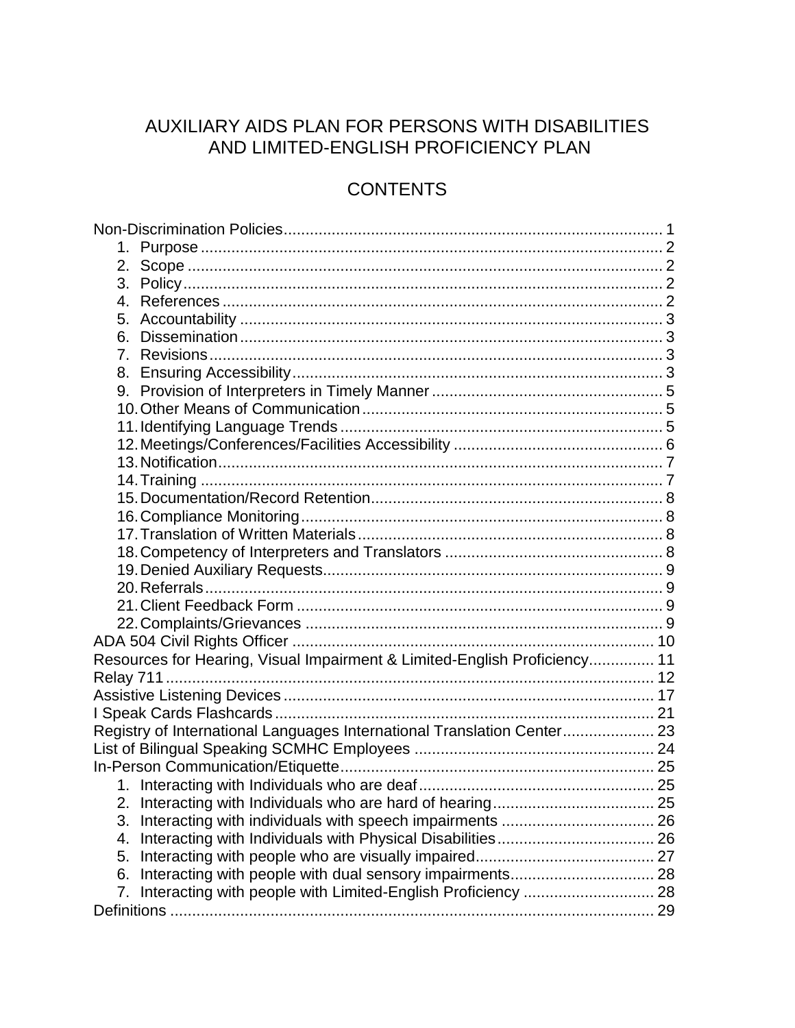# AUXILIARY AIDS PLAN FOR PERSONS WITH DISABILITIES AND LIMITED-ENGLISH PROFICIENCY PLAN

## CONTENTS

Non-Discrimination Policies ........................................................ 1

1. Purpose ........................................................ 2
2. Scope ........................................................ 2
3. Policy ........................................................ 2
4. References ........................................................ 2
5. Accountability ........................................................ 3
6. Dissemination ........................................................ 3
7. Revisions ........................................................ 3
8. Ensuring Accessibility ........................................................ 3
9. Provision of Interpreters in Timely Manner ........................................................ 5
10. Other Means of Communication ........................................................ 5
11. Identifying Language Trends ........................................................ 5
12. Meetings/Conferences/Facilities Accessibility ........................................................ 6
13. Notification ........................................................ 7
14. Training ........................................................ 7
15. Documentation/Record Retention ........................................................ 8
16. Compliance Monitoring ........................................................ 8
17. Translation of Written Materials ........................................................ 8
18. Competency of Interpreters and Translators ........................................................ 8
19. Denied Auxiliary Requests ........................................................ 9
20. Referrals ........................................................ 9
21. Client Feedback Form ........................................................ 9
22. Complaints/Grievances ........................................................ 9

ADA 504 Civil Rights Officer ........................................................ 10

Resources for Hearing, Visual Impairment & Limited-English Proficiency ............... 11

Relay 711 ........................................................ 12

Assistive Listening Devices ........................................................ 17

I Speak Cards Flashcards ........................................................ 21

Registry of International Languages International Translation Center ..................... 23

List of Bilingual Speaking SCMHC Employees ........................................................ 24

In-Person Communication/Etiquette ........................................................ 25

1. Interacting with Individuals who are deaf ........................................................ 25
2. Interacting with Individuals who are hard of hearing ........................................................ 25
3. Interacting with individuals with speech impairments ........................................................ 26
4. Interacting with Individuals with Physical Disabilities ........................................................ 26
5. Interacting with people who are visually impaired ........................................................ 27
6. Interacting with people with dual sensory impairments ........................................................ 28
7. Interacting with people with Limited-English Proficiency ........................................................ 28

Definitions ........................................................ 29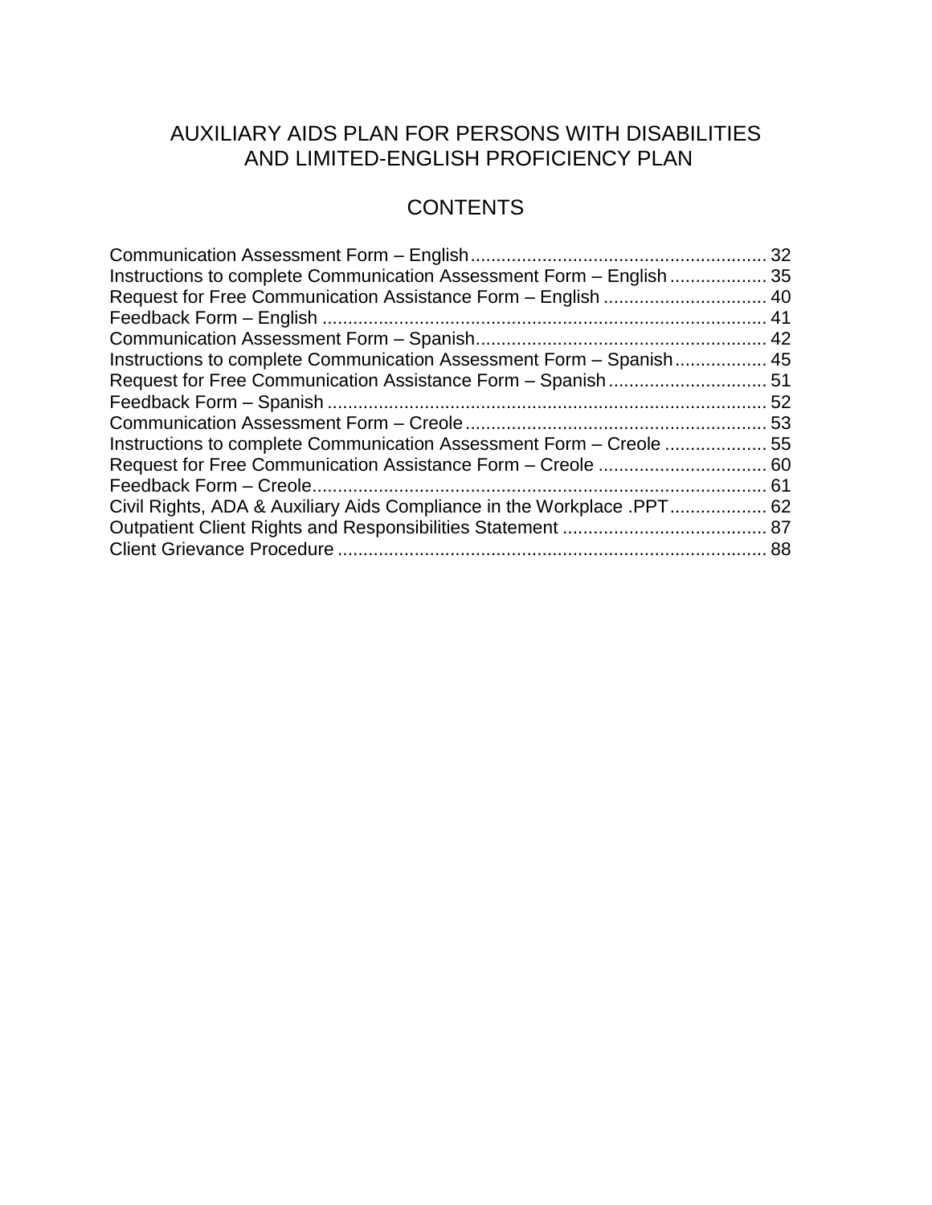# AUXILIARY AIDS PLAN FOR PERSONS WITH DISABILITIES AND LIMITED-ENGLISH PROFICIENCY PLAN

## CONTENTS

Communication Assessment Form – English .......... 32
Instructions to complete Communication Assessment Form – English .......... 35
Request for Free Communication Assistance Form – English .......... 40
Feedback Form – English .......... 41
Communication Assessment Form – Spanish .......... 42
Instructions to complete Communication Assessment Form – Spanish .......... 45
Request for Free Communication Assistance Form – Spanish .......... 51
Feedback Form – Spanish .......... 52
Communication Assessment Form – Creole .......... 53
Instructions to complete Communication Assessment Form – Creole .......... 55
Request for Free Communication Assistance Form – Creole .......... 60
Feedback Form – Creole .......... 61
Civil Rights, ADA & Auxiliary Aids Compliance in the Workplace .PPT .......... 62
Outpatient Client Rights and Responsibilities Statement .......... 87
Client Grievance Procedure .......... 88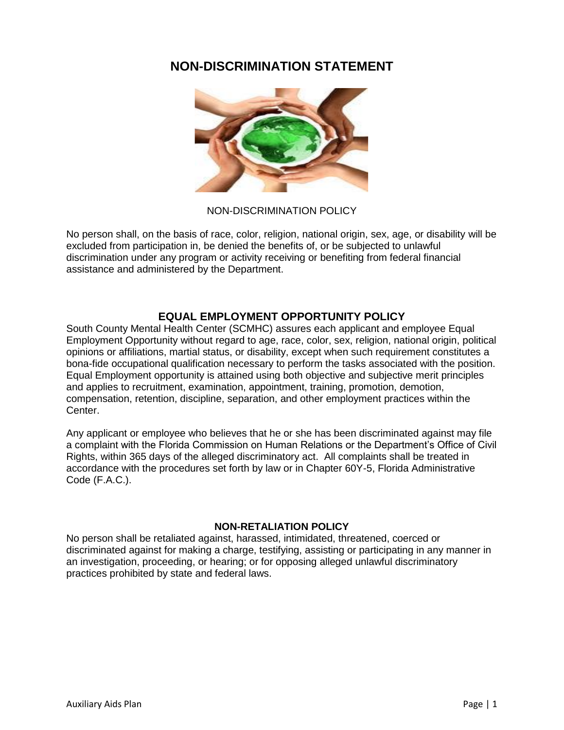# NON-DISCRIMINATION STATEMENT

NON-DISCRIMINATION POLICY

No person shall, on the basis of race, color, religion, national origin, sex, age, or disability will be excluded from participation in, be denied the benefits of, or be subjected to unlawful discrimination under any program or activity receiving or benefiting from federal financial assistance and administered by the Department.

## EQUAL EMPLOYMENT OPPORTUNITY POLICY

South County Mental Health Center (SCMHC) assures each applicant and employee Equal Employment Opportunity without regard to age, race, color, sex, religion, national origin, political opinions or affiliations, martial status, or disability, except when such requirement constitutes a bona-fide occupational qualification necessary to perform the tasks associated with the position. Equal Employment opportunity is attained using both objective and subjective merit principles and applies to recruitment, examination, appointment, training, promotion, demotion, compensation, retention, discipline, separation, and other employment practices within the Center.

Any applicant or employee who believes that he or she has been discriminated against may file a complaint with the Florida Commission on Human Relations or the Department's Office of Civil Rights, within 365 days of the alleged discriminatory act. All complaints shall be treated in accordance with the procedures set forth by law or in Chapter 60Y-5, Florida Administrative Code (F.A.C.).

### NON-RETALIATION POLICY

No person shall be retaliated against, harassed, intimidated, threatened, coerced or discriminated against for making a charge, testifying, assisting or participating in any manner in an investigation, proceeding, or hearing; or for opposing alleged unlawful discriminatory practices prohibited by state and federal laws.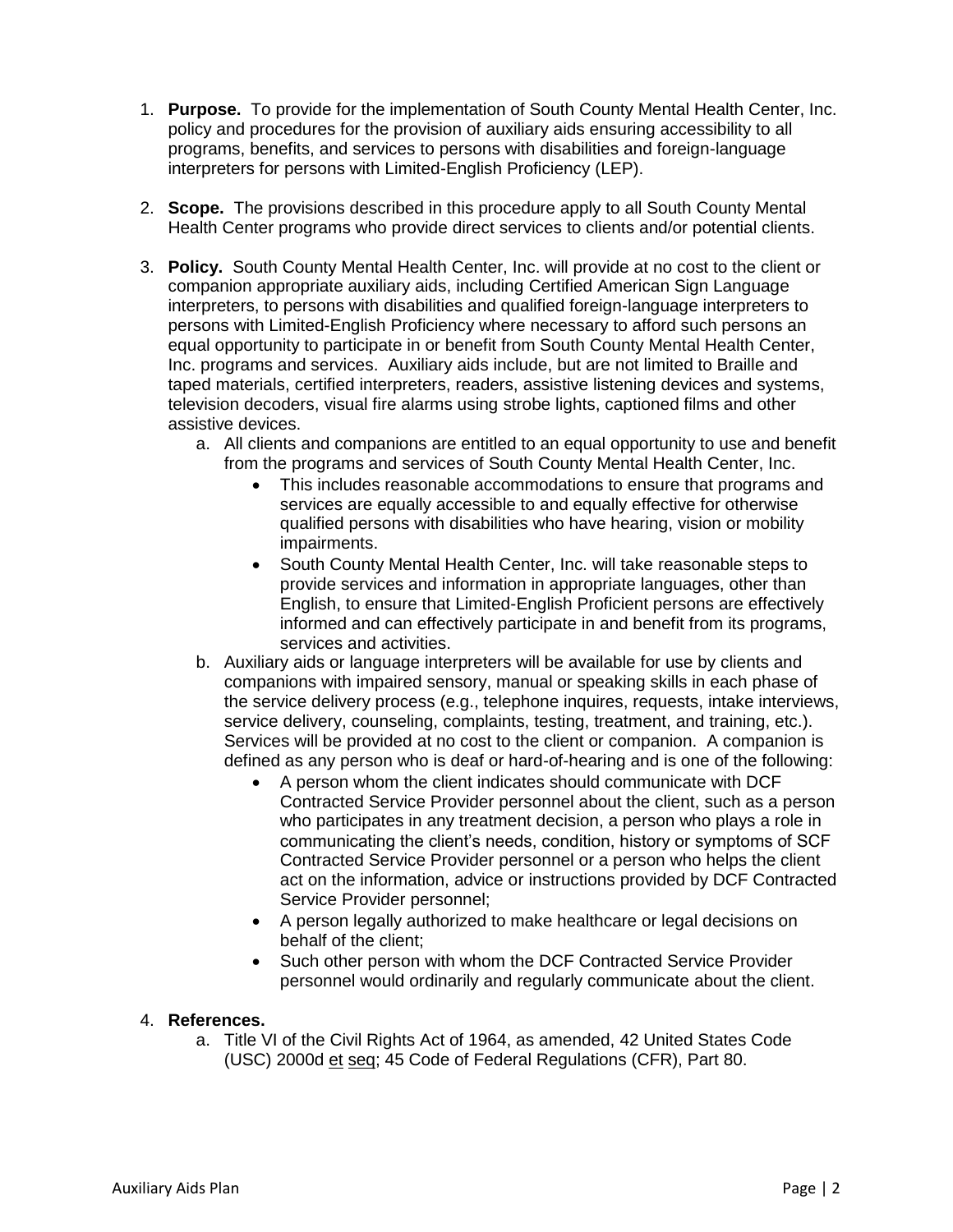1. **Purpose.** To provide for the implementation of South County Mental Health Center, Inc. policy and procedures for the provision of auxiliary aids ensuring accessibility to all programs, benefits, and services to persons with disabilities and foreign-language interpreters for persons with Limited-English Proficiency (LEP).

2. **Scope.** The provisions described in this procedure apply to all South County Mental Health Center programs who provide direct services to clients and/or potential clients.

3. **Policy.** South County Mental Health Center, Inc. will provide at no cost to the client or companion appropriate auxiliary aids, including Certified American Sign Language interpreters, to persons with disabilities and qualified foreign-language interpreters to persons with Limited-English Proficiency where necessary to afford such persons an equal opportunity to participate in or benefit from South County Mental Health Center, Inc. programs and services. Auxiliary aids include, but are not limited to Braille and taped materials, certified interpreters, readers, assistive listening devices and systems, television decoders, visual fire alarms using strobe lights, captioned films and other assistive devices.
   a. All clients and companions are entitled to an equal opportunity to use and benefit from the programs and services of South County Mental Health Center, Inc.
      - This includes reasonable accommodations to ensure that programs and services are equally accessible to and equally effective for otherwise qualified persons with disabilities who have hearing, vision or mobility impairments.
      - South County Mental Health Center, Inc. will take reasonable steps to provide services and information in appropriate languages, other than English, to ensure that Limited-English Proficient persons are effectively informed and can effectively participate in and benefit from its programs, services and activities.

   b. Auxiliary aids or language interpreters will be available for use by clients and companions with impaired sensory, manual or speaking skills in each phase of the service delivery process (e.g., telephone inquires, requests, intake interviews, service delivery, counseling, complaints, testing, treatment, and training, etc.). Services will be provided at no cost to the client or companion. A companion is defined as any person who is deaf or hard-of-hearing and is one of the following:
      - A person whom the client indicates should communicate with DCF Contracted Service Provider personnel about the client, such as a person who participates in any treatment decision, a person who plays a role in communicating the client's needs, condition, history or symptoms of SCF Contracted Service Provider personnel or a person who helps the client act on the information, advice or instructions provided by DCF Contracted Service Provider personnel;
      - A person legally authorized to make healthcare or legal decisions on behalf of the client;
      - Such other person with whom the DCF Contracted Service Provider personnel would ordinarily and regularly communicate about the client.

4. **References.**
   a. Title VI of the Civil Rights Act of 1964, as amended, 42 United States Code (USC) 2000d et seq; 45 Code of Federal Regulations (CFR), Part 80.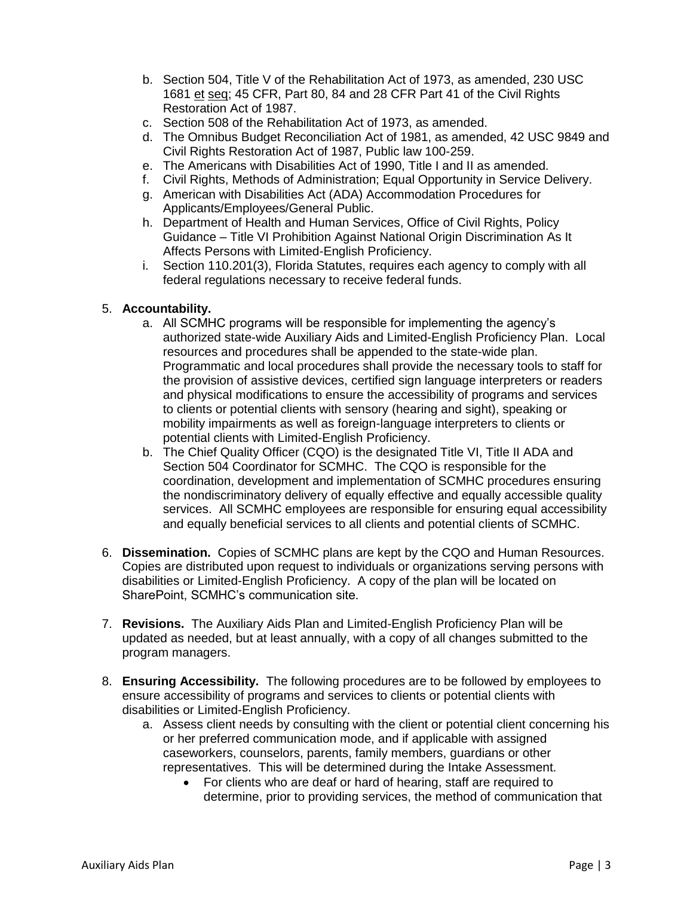b. Section 504, Title V of the Rehabilitation Act of 1973, as amended, 230 USC 1681 et seq; 45 CFR, Part 80, 84 and 28 CFR Part 41 of the Civil Rights Restoration Act of 1987.
   c. Section 508 of the Rehabilitation Act of 1973, as amended.
   d. The Omnibus Budget Reconciliation Act of 1981, as amended, 42 USC 9849 and Civil Rights Restoration Act of 1987, Public law 100-259.
   e. The Americans with Disabilities Act of 1990, Title I and II as amended.
   f. Civil Rights, Methods of Administration; Equal Opportunity in Service Delivery.
   g. American with Disabilities Act (ADA) Accommodation Procedures for Applicants/Employees/General Public.
   h. Department of Health and Human Services, Office of Civil Rights, Policy Guidance – Title VI Prohibition Against National Origin Discrimination As It Affects Persons with Limited-English Proficiency.
   i. Section 110.201(3), Florida Statutes, requires each agency to comply with all federal regulations necessary to receive federal funds.

5. **Accountability.**
   a. All SCMHC programs will be responsible for implementing the agency's authorized state-wide Auxiliary Aids and Limited-English Proficiency Plan. Local resources and procedures shall be appended to the state-wide plan. Programmatic and local procedures shall provide the necessary tools to staff for the provision of assistive devices, certified sign language interpreters or readers and physical modifications to ensure the accessibility of programs and services to clients or potential clients with sensory (hearing and sight), speaking or mobility impairments as well as foreign-language interpreters to clients or potential clients with Limited-English Proficiency.
   b. The Chief Quality Officer (CQO) is the designated Title VI, Title II ADA and Section 504 Coordinator for SCMHC. The CQO is responsible for the coordination, development and implementation of SCMHC procedures ensuring the nondiscriminatory delivery of equally effective and equally accessible quality services. All SCMHC employees are responsible for ensuring equal accessibility and equally beneficial services to all clients and potential clients of SCMHC.

6. **Dissemination.** Copies of SCMHC plans are kept by the CQO and Human Resources. Copies are distributed upon request to individuals or organizations serving persons with disabilities or Limited-English Proficiency. A copy of the plan will be located on SharePoint, SCMHC's communication site.

7. **Revisions.** The Auxiliary Aids Plan and Limited-English Proficiency Plan will be updated as needed, but at least annually, with a copy of all changes submitted to the program managers.

8. **Ensuring Accessibility.** The following procedures are to be followed by employees to ensure accessibility of programs and services to clients or potential clients with disabilities or Limited-English Proficiency.
   a. Assess client needs by consulting with the client or potential client concerning his or her preferred communication mode, and if applicable with assigned caseworkers, counselors, parents, family members, guardians or other representatives. This will be determined during the Intake Assessment.
      - For clients who are deaf or hard of hearing, staff are required to determine, prior to providing services, the method of communication that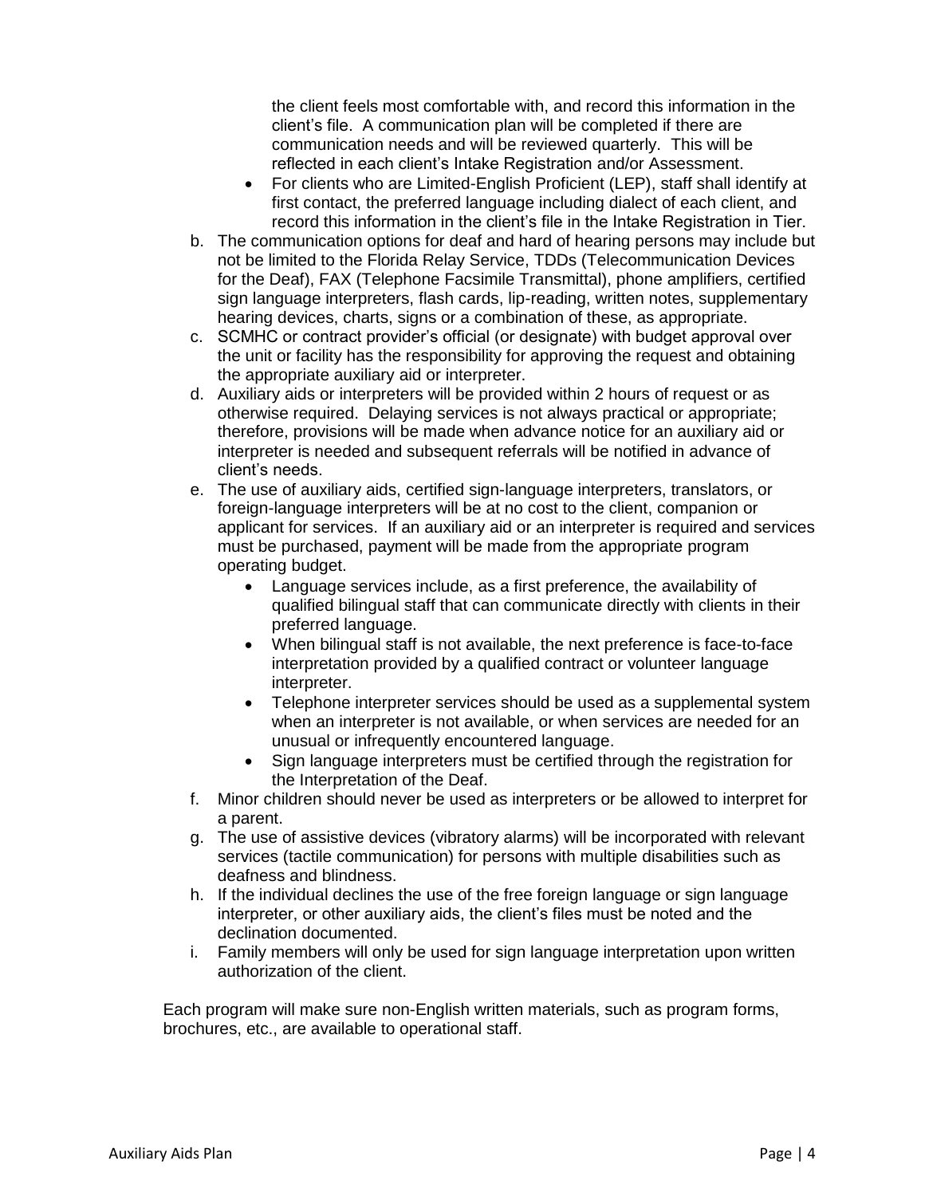the client feels most comfortable with, and record this information in the client's file. A communication plan will be completed if there are communication needs and will be reviewed quarterly. This will be reflected in each client's Intake Registration and/or Assessment.

- For clients who are Limited-English Proficient (LEP), staff shall identify at first contact, the preferred language including dialect of each client, and record this information in the client's file in the Intake Registration in Tier.

b. The communication options for deaf and hard of hearing persons may include but not be limited to the Florida Relay Service, TDDs (Telecommunication Devices for the Deaf), FAX (Telephone Facsimile Transmittal), phone amplifiers, certified sign language interpreters, flash cards, lip-reading, written notes, supplementary hearing devices, charts, signs or a combination of these, as appropriate.

c. SCMHC or contract provider's official (or designate) with budget approval over the unit or facility has the responsibility for approving the request and obtaining the appropriate auxiliary aid or interpreter.

d. Auxiliary aids or interpreters will be provided within 2 hours of request or as otherwise required. Delaying services is not always practical or appropriate; therefore, provisions will be made when advance notice for an auxiliary aid or interpreter is needed and subsequent referrals will be notified in advance of client's needs.

e. The use of auxiliary aids, certified sign-language interpreters, translators, or foreign-language interpreters will be at no cost to the client, companion or applicant for services. If an auxiliary aid or an interpreter is required and services must be purchased, payment will be made from the appropriate program operating budget.
   - Language services include, as a first preference, the availability of qualified bilingual staff that can communicate directly with clients in their preferred language.
   - When bilingual staff is not available, the next preference is face-to-face interpretation provided by a qualified contract or volunteer language interpreter.
   - Telephone interpreter services should be used as a supplemental system when an interpreter is not available, or when services are needed for an unusual or infrequently encountered language.
   - Sign language interpreters must be certified through the registration for the Interpretation of the Deaf.

f. Minor children should never be used as interpreters or be allowed to interpret for a parent.

g. The use of assistive devices (vibratory alarms) will be incorporated with relevant services (tactile communication) for persons with multiple disabilities such as deafness and blindness.

h. If the individual declines the use of the free foreign language or sign language interpreter, or other auxiliary aids, the client's files must be noted and the declination documented.

i. Family members will only be used for sign language interpretation upon written authorization of the client.

Each program will make sure non-English written materials, such as program forms, brochures, etc., are available to operational staff.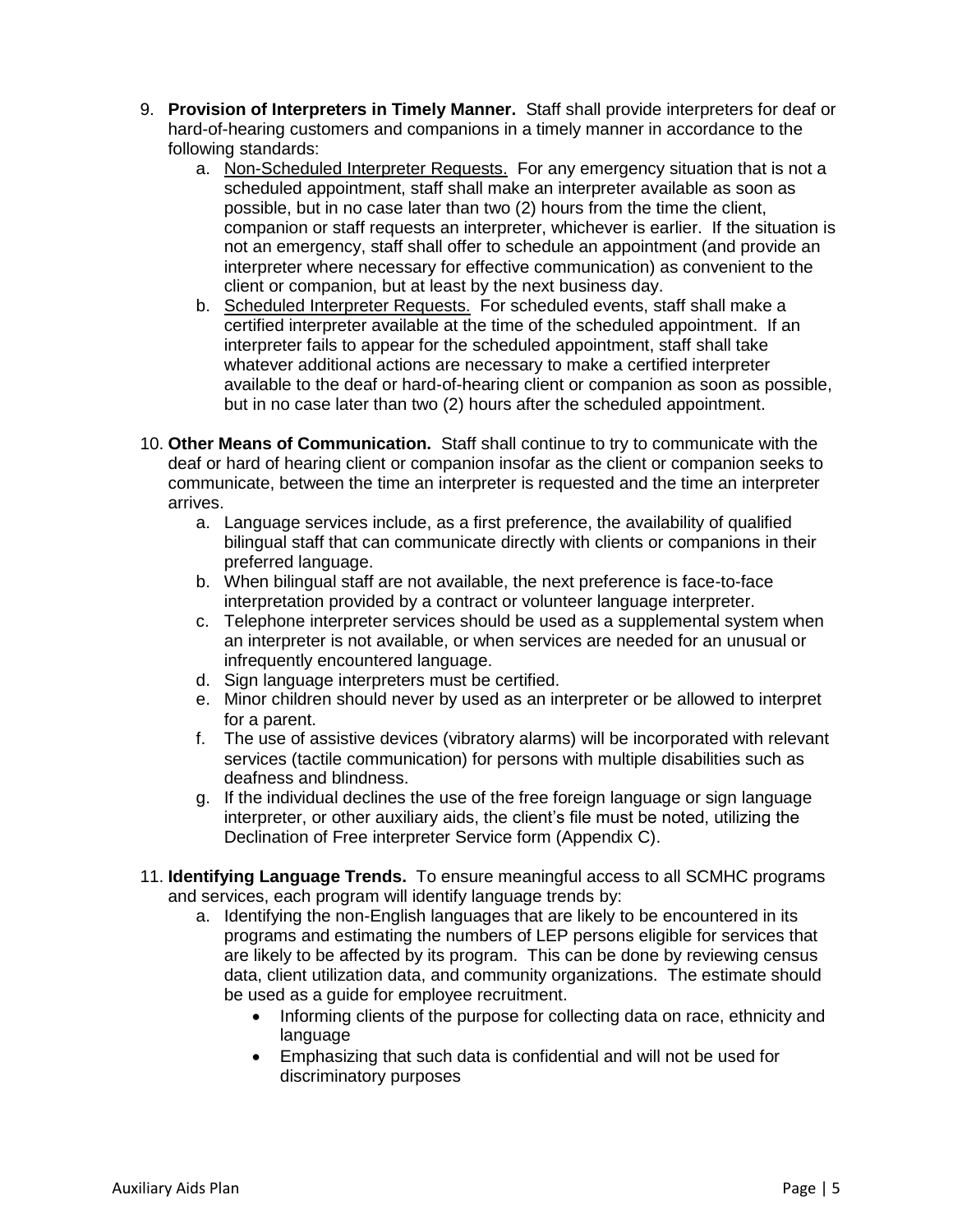9. **Provision of Interpreters in Timely Manner.** Staff shall provide interpreters for deaf or hard-of-hearing customers and companions in a timely manner in accordance to the following standards:
    a. Non-Scheduled Interpreter Requests. For any emergency situation that is not a scheduled appointment, staff shall make an interpreter available as soon as possible, but in no case later than two (2) hours from the time the client, companion or staff requests an interpreter, whichever is earlier. If the situation is not an emergency, staff shall offer to schedule an appointment (and provide an interpreter where necessary for effective communication) as convenient to the client or companion, but at least by the next business day.
    b. Scheduled Interpreter Requests. For scheduled events, staff shall make a certified interpreter available at the time of the scheduled appointment. If an interpreter fails to appear for the scheduled appointment, staff shall take whatever additional actions are necessary to make a certified interpreter available to the deaf or hard-of-hearing client or companion as soon as possible, but in no case later than two (2) hours after the scheduled appointment.

10. **Other Means of Communication.** Staff shall continue to try to communicate with the deaf or hard of hearing client or companion insofar as the client or companion seeks to communicate, between the time an interpreter is requested and the time an interpreter arrives.
    a. Language services include, as a first preference, the availability of qualified bilingual staff that can communicate directly with clients or companions in their preferred language.
    b. When bilingual staff are not available, the next preference is face-to-face interpretation provided by a contract or volunteer language interpreter.
    c. Telephone interpreter services should be used as a supplemental system when an interpreter is not available, or when services are needed for an unusual or infrequently encountered language.
    d. Sign language interpreters must be certified.
    e. Minor children should never by used as an interpreter or be allowed to interpret for a parent.
    f. The use of assistive devices (vibratory alarms) will be incorporated with relevant services (tactile communication) for persons with multiple disabilities such as deafness and blindness.
    g. If the individual declines the use of the free foreign language or sign language interpreter, or other auxiliary aids, the client's file must be noted, utilizing the Declination of Free interpreter Service form (Appendix C).

11. **Identifying Language Trends.** To ensure meaningful access to all SCMHC programs and services, each program will identify language trends by:
    a. Identifying the non-English languages that are likely to be encountered in its programs and estimating the numbers of LEP persons eligible for services that are likely to be affected by its program. This can be done by reviewing census data, client utilization data, and community organizations. The estimate should be used as a guide for employee recruitment.
        - Informing clients of the purpose for collecting data on race, ethnicity and language
        - Emphasizing that such data is confidential and will not be used for discriminatory purposes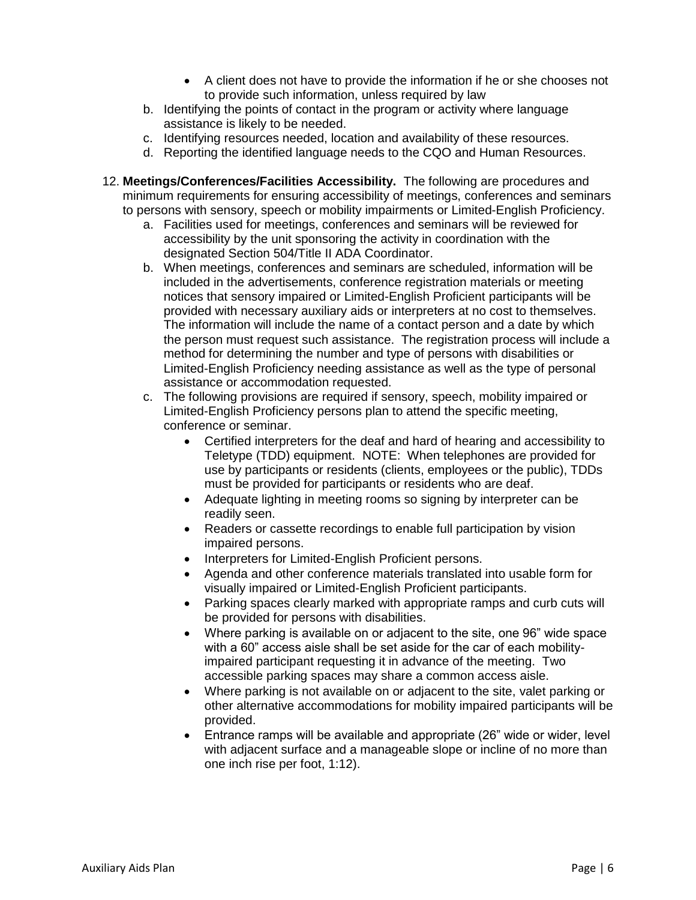- A client does not have to provide the information if he or she chooses not to provide such information, unless required by law

b. Identifying the points of contact in the program or activity where language assistance is likely to be needed.
c. Identifying resources needed, location and availability of these resources.
d. Reporting the identified language needs to the CQO and Human Resources.

12. **Meetings/Conferences/Facilities Accessibility.** The following are procedures and minimum requirements for ensuring accessibility of meetings, conferences and seminars to persons with sensory, speech or mobility impairments or Limited-English Proficiency.
    a. Facilities used for meetings, conferences and seminars will be reviewed for accessibility by the unit sponsoring the activity in coordination with the designated Section 504/Title II ADA Coordinator.
    b. When meetings, conferences and seminars are scheduled, information will be included in the advertisements, conference registration materials or meeting notices that sensory impaired or Limited-English Proficient participants will be provided with necessary auxiliary aids or interpreters at no cost to themselves. The information will include the name of a contact person and a date by which the person must request such assistance. The registration process will include a method for determining the number and type of persons with disabilities or Limited-English Proficiency needing assistance as well as the type of personal assistance or accommodation requested.
    c. The following provisions are required if sensory, speech, mobility impaired or Limited-English Proficiency persons plan to attend the specific meeting, conference or seminar.
        - Certified interpreters for the deaf and hard of hearing and accessibility to Teletype (TDD) equipment. NOTE: When telephones are provided for use by participants or residents (clients, employees or the public), TDDs must be provided for participants or residents who are deaf.
        - Adequate lighting in meeting rooms so signing by interpreter can be readily seen.
        - Readers or cassette recordings to enable full participation by vision impaired persons.
        - Interpreters for Limited-English Proficient persons.
        - Agenda and other conference materials translated into usable form for visually impaired or Limited-English Proficient participants.
        - Parking spaces clearly marked with appropriate ramps and curb cuts will be provided for persons with disabilities.
        - Where parking is available on or adjacent to the site, one 96" wide space with a 60" access aisle shall be set aside for the car of each mobility-impaired participant requesting it in advance of the meeting. Two accessible parking spaces may share a common access aisle.
        - Where parking is not available on or adjacent to the site, valet parking or other alternative accommodations for mobility impaired participants will be provided.
        - Entrance ramps will be available and appropriate (26" wide or wider, level with adjacent surface and a manageable slope or incline of no more than one inch rise per foot, 1:12).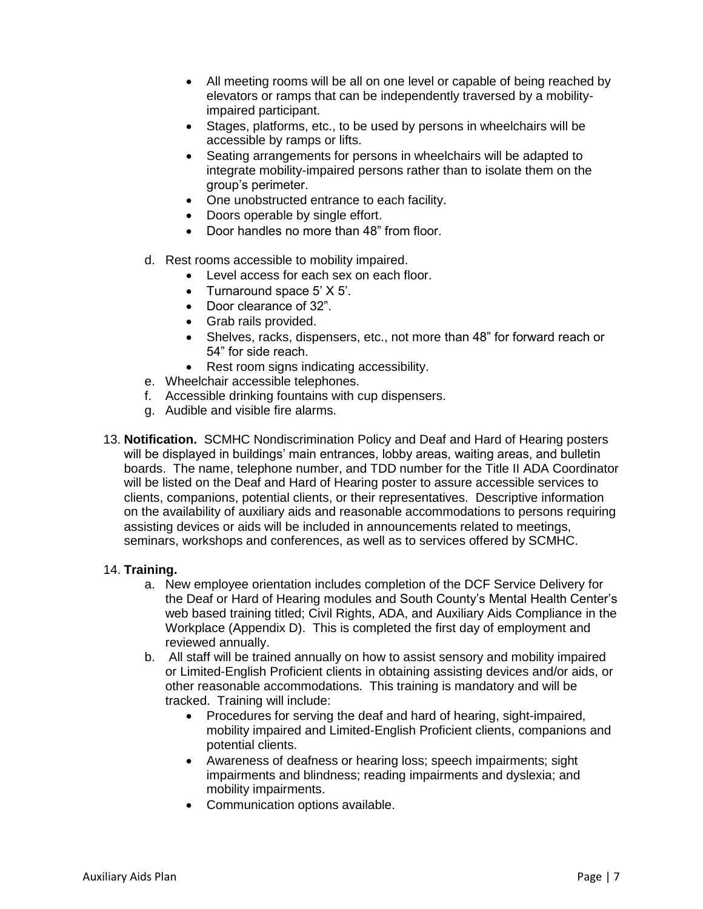- All meeting rooms will be all on one level or capable of being reached by elevators or ramps that can be independently traversed by a mobility-impaired participant.
- Stages, platforms, etc., to be used by persons in wheelchairs will be accessible by ramps or lifts.
- Seating arrangements for persons in wheelchairs will be adapted to integrate mobility-impaired persons rather than to isolate them on the group's perimeter.
- One unobstructed entrance to each facility.
- Doors operable by single effort.
- Door handles no more than 48" from floor.

d. Rest rooms accessible to mobility impaired.
   - Level access for each sex on each floor.
   - Turnaround space 5' X 5'.
   - Door clearance of 32".
   - Grab rails provided.
   - Shelves, racks, dispensers, etc., not more than 48" for forward reach or 54" for side reach.
   - Rest room signs indicating accessibility.

e. Wheelchair accessible telephones.

f. Accessible drinking fountains with cup dispensers.

g. Audible and visible fire alarms.

13. **Notification.** SCMHC Nondiscrimination Policy and Deaf and Hard of Hearing posters will be displayed in buildings' main entrances, lobby areas, waiting areas, and bulletin boards. The name, telephone number, and TDD number for the Title II ADA Coordinator will be listed on the Deaf and Hard of Hearing poster to assure accessible services to clients, companions, potential clients, or their representatives. Descriptive information on the availability of auxiliary aids and reasonable accommodations to persons requiring assisting devices or aids will be included in announcements related to meetings, seminars, workshops and conferences, as well as to services offered by SCMHC.

14. **Training.**

   a. New employee orientation includes completion of the DCF Service Delivery for the Deaf or Hard of Hearing modules and South County's Mental Health Center's web based training titled; Civil Rights, ADA, and Auxiliary Aids Compliance in the Workplace (Appendix D). This is completed the first day of employment and reviewed annually.

   b. All staff will be trained annually on how to assist sensory and mobility impaired or Limited-English Proficient clients in obtaining assisting devices and/or aids, or other reasonable accommodations. This training is mandatory and will be tracked. Training will include:
      - Procedures for serving the deaf and hard of hearing, sight-impaired, mobility impaired and Limited-English Proficient clients, companions and potential clients.
      - Awareness of deafness or hearing loss; speech impairments; sight impairments and blindness; reading impairments and dyslexia; and mobility impairments.
      - Communication options available.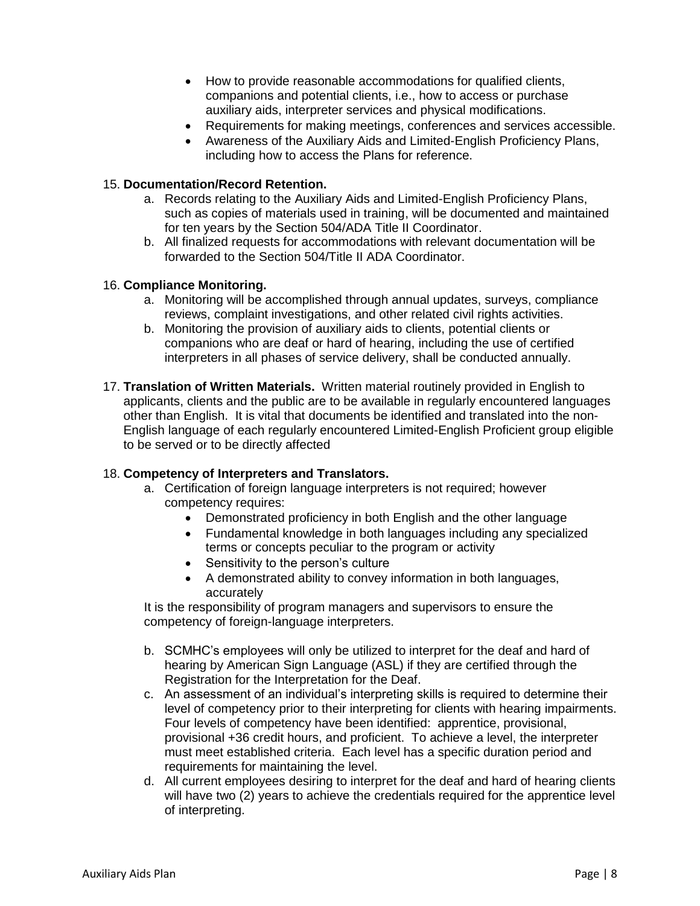- How to provide reasonable accommodations for qualified clients, companions and potential clients, i.e., how to access or purchase auxiliary aids, interpreter services and physical modifications.
- Requirements for making meetings, conferences and services accessible.
- Awareness of the Auxiliary Aids and Limited-English Proficiency Plans, including how to access the Plans for reference.

15. **Documentation/Record Retention.**
    a. Records relating to the Auxiliary Aids and Limited-English Proficiency Plans, such as copies of materials used in training, will be documented and maintained for ten years by the Section 504/ADA Title II Coordinator.
    b. All finalized requests for accommodations with relevant documentation will be forwarded to the Section 504/Title II ADA Coordinator.

16. **Compliance Monitoring.**
    a. Monitoring will be accomplished through annual updates, surveys, compliance reviews, complaint investigations, and other related civil rights activities.
    b. Monitoring the provision of auxiliary aids to clients, potential clients or companions who are deaf or hard of hearing, including the use of certified interpreters in all phases of service delivery, shall be conducted annually.

17. **Translation of Written Materials.** Written material routinely provided in English to applicants, clients and the public are to be available in regularly encountered languages other than English. It is vital that documents be identified and translated into the non-English language of each regularly encountered Limited-English Proficient group eligible to be served or to be directly affected

18. **Competency of Interpreters and Translators.**
    a. Certification of foreign language interpreters is not required; however competency requires:
       - Demonstrated proficiency in both English and the other language
       - Fundamental knowledge in both languages including any specialized terms or concepts peculiar to the program or activity
       - Sensitivity to the person's culture
       - A demonstrated ability to convey information in both languages, accurately

       It is the responsibility of program managers and supervisors to ensure the competency of foreign-language interpreters.

    b. SCMHC's employees will only be utilized to interpret for the deaf and hard of hearing by American Sign Language (ASL) if they are certified through the Registration for the Interpretation for the Deaf.
    c. An assessment of an individual's interpreting skills is required to determine their level of competency prior to their interpreting for clients with hearing impairments. Four levels of competency have been identified: apprentice, provisional, provisional +36 credit hours, and proficient. To achieve a level, the interpreter must meet established criteria. Each level has a specific duration period and requirements for maintaining the level.
    d. All current employees desiring to interpret for the deaf and hard of hearing clients will have two (2) years to achieve the credentials required for the apprentice level of interpreting.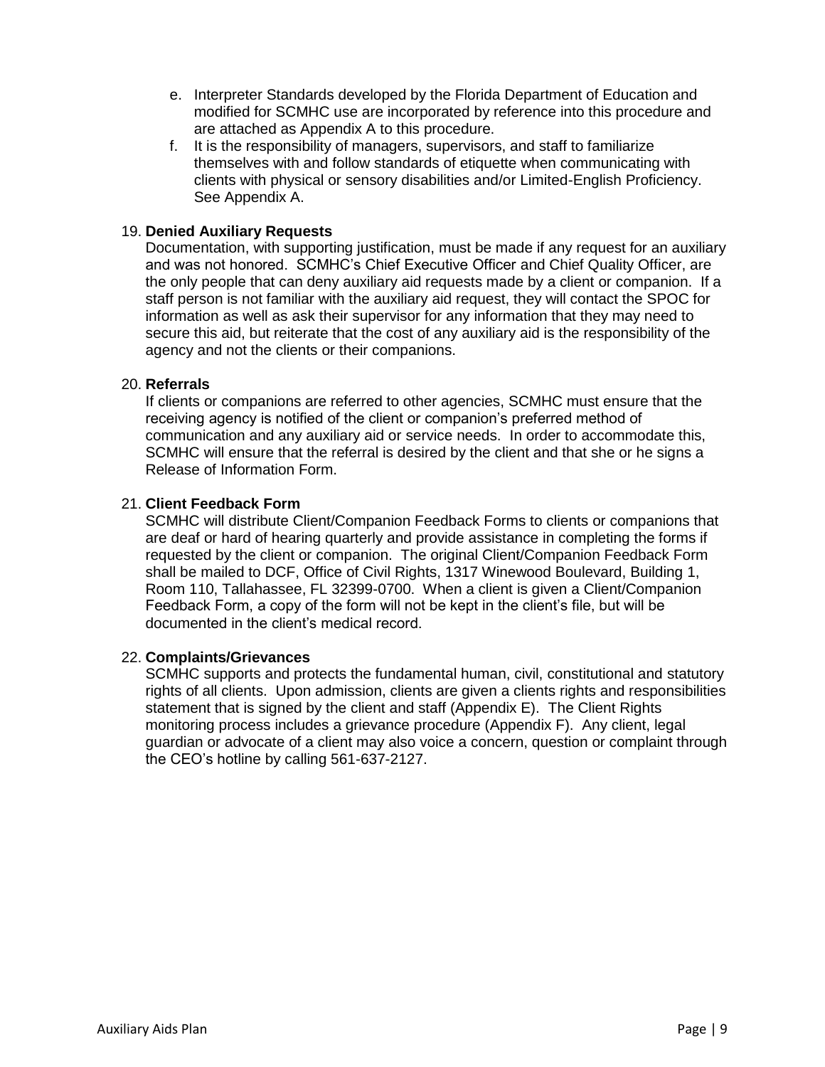e. Interpreter Standards developed by the Florida Department of Education and modified for SCMHC use are incorporated by reference into this procedure and are attached as Appendix A to this procedure.
f. It is the responsibility of managers, supervisors, and staff to familiarize themselves with and follow standards of etiquette when communicating with clients with physical or sensory disabilities and/or Limited-English Proficiency. See Appendix A.

19. **Denied Auxiliary Requests**

Documentation, with supporting justification, must be made if any request for an auxiliary and was not honored. SCMHC's Chief Executive Officer and Chief Quality Officer, are the only people that can deny auxiliary aid requests made by a client or companion. If a staff person is not familiar with the auxiliary aid request, they will contact the SPOC for information as well as ask their supervisor for any information that they may need to secure this aid, but reiterate that the cost of any auxiliary aid is the responsibility of the agency and not the clients or their companions.

20. **Referrals**

If clients or companions are referred to other agencies, SCMHC must ensure that the receiving agency is notified of the client or companion's preferred method of communication and any auxiliary aid or service needs. In order to accommodate this, SCMHC will ensure that the referral is desired by the client and that she or he signs a Release of Information Form.

21. **Client Feedback Form**

SCMHC will distribute Client/Companion Feedback Forms to clients or companions that are deaf or hard of hearing quarterly and provide assistance in completing the forms if requested by the client or companion. The original Client/Companion Feedback Form shall be mailed to DCF, Office of Civil Rights, 1317 Winewood Boulevard, Building 1, Room 110, Tallahassee, FL 32399-0700. When a client is given a Client/Companion Feedback Form, a copy of the form will not be kept in the client's file, but will be documented in the client's medical record.

22. **Complaints/Grievances**

SCMHC supports and protects the fundamental human, civil, constitutional and statutory rights of all clients. Upon admission, clients are given a clients rights and responsibilities statement that is signed by the client and staff (Appendix E). The Client Rights monitoring process includes a grievance procedure (Appendix F). Any client, legal guardian or advocate of a client may also voice a concern, question or complaint through the CEO's hotline by calling 561-637-2127.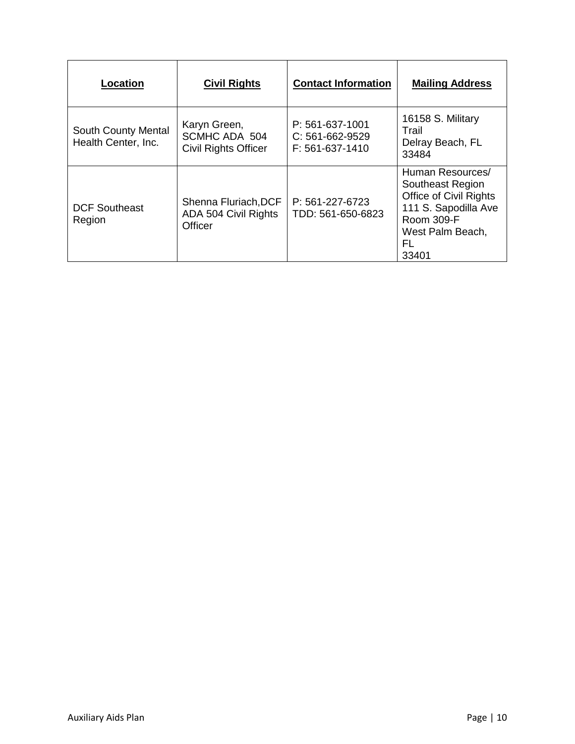| Location | Civil Rights | Contact Information | Mailing Address |
|---|---|---|---|
| South County Mental Health Center, Inc. | Karyn Green, SCMHC ADA 504 Civil Rights Officer | P: 561-637-1001<br>C: 561-662-9529<br>F: 561-637-1410 | 16158 S. Military Trail<br>Delray Beach, FL 33484 |
| DCF Southeast Region | Shenna Fluriach,DCF ADA 504 Civil Rights Officer | P: 561-227-6723<br>TDD: 561-650-6823 | Human Resources/ Southeast Region Office of Civil Rights<br>111 S. Sapodilla Ave Room 309-F<br>West Palm Beach, FL<br>33401 |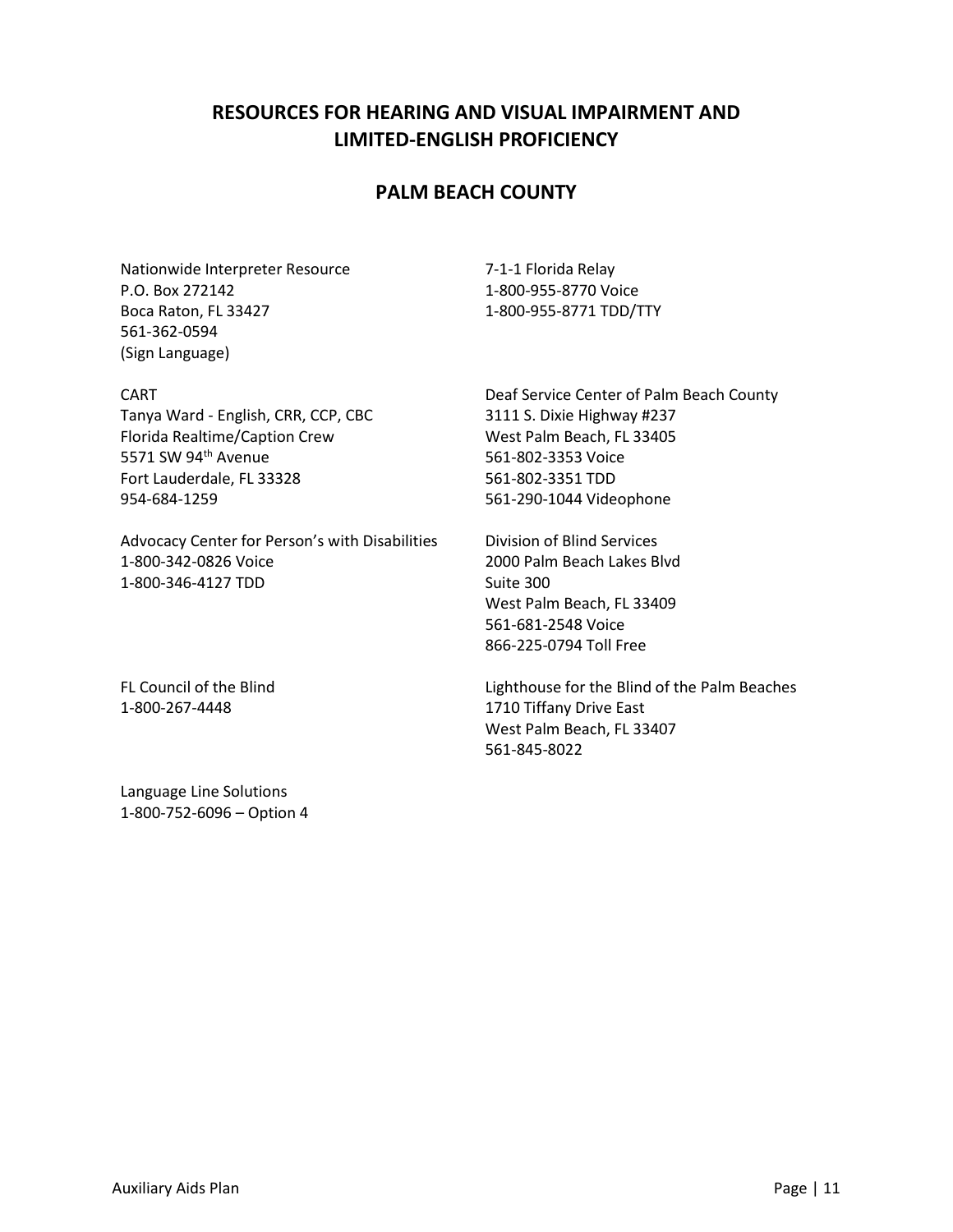## RESOURCES FOR HEARING AND VISUAL IMPAIRMENT AND LIMITED-ENGLISH PROFICIENCY

## PALM BEACH COUNTY

Nationwide Interpreter Resource
P.O. Box 272142
Boca Raton, FL 33427
561-362-0594
(Sign Language)

7-1-1 Florida Relay
1-800-955-8770 Voice
1-800-955-8771 TDD/TTY

CART
Tanya Ward - English, CRR, CCP, CBC
Florida Realtime/Caption Crew
5571 SW 94th Avenue
Fort Lauderdale, FL 33328
954-684-1259

Deaf Service Center of Palm Beach County
3111 S. Dixie Highway #237
West Palm Beach, FL 33405
561-802-3353 Voice
561-802-3351 TDD
561-290-1044 Videophone

Advocacy Center for Person's with Disabilities
1-800-342-0826 Voice
1-800-346-4127 TDD

Division of Blind Services
2000 Palm Beach Lakes Blvd
Suite 300
West Palm Beach, FL 33409
561-681-2548 Voice
866-225-0794 Toll Free

FL Council of the Blind
1-800-267-4448

Lighthouse for the Blind of the Palm Beaches
1710 Tiffany Drive East
West Palm Beach, FL 33407
561-845-8022

Language Line Solutions
1-800-752-6096 – Option 4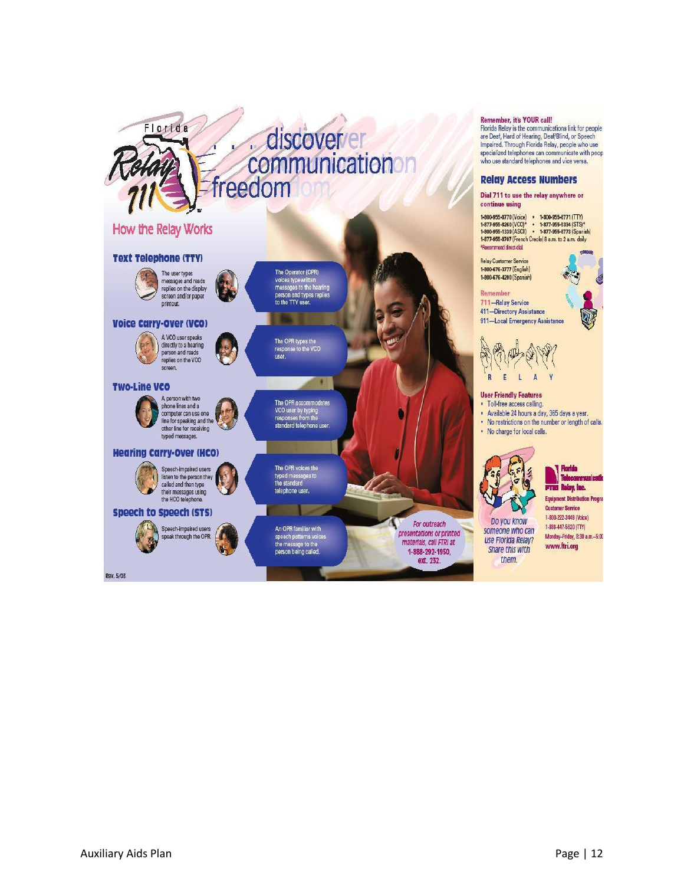Florida Relay 711

. . . discover communication freedom

## How the Relay Works

### Text Telephone (TTY)

The user types messages and reads replies on the display screen and/or paper printout.

The Operator (OPR) voices typewritten messages to the hearing person and types replies to the TTY user.

### Voice Carry-Over (VCO)

A VCO user speaks directly to a hearing person and reads replies on the VCO screen.

The OPR types the response to the VCO user.

### Two-Line VCO

A person with two phone lines and a computer can use one line for speaking and the other line for receiving typed messages.

The OPR accommodates VCO user by typing responses from the standard telephone user.

### Hearing Carry-Over (HCO)

Speech-impaired users listen to the person they called and then type their messages using the HCO telephone.

The OPR voices the typed messages to the standard telephone user.

### Speech to Speech (STS)

Speech-impaired users speak through the OPR.

An OPR familiar with speech patterns voices the message to the person being called.

*For outreach presentations or printed materials, call FTRI at 1-888-292-1950, ext. 232.*

Rev. 5/03

**Remember, it's YOUR call!**
Florida Relay is the communications link for people are Deaf, Hard of Hearing, Deaf/Blind, or Speech Impaired. Through Florida Relay, people who use specialized telephones can communicate with peop who use standard telephones and vice versa.

### Relay Access Numbers

**Dial 711 to use the relay anywhere or continue using**

- 1-800-955-8770 (Voice)
- 1-800-955-8771 (TTY)
- 1-877-955-8260 (VCO)*
- 1-877-955-5334 (STS)*
- 1-800-955-1339 (ASCII)
- 1-877-955-8773 (Spanish)
- 1-877-955-8707 (French Creole) 8 a.m. to 2 a.m. daily

*Recommend direct-dial

Relay Customer Service
1-800-676-3777 (English)
1-800-676-4290 (Spanish)

**Remember**
711—Relay Service
411—Directory Assistance
911—Local Emergency Assistance

R E L A Y

**User Friendly Features**

- Toll-free access calling.
- Available 24 hours a day, 365 days a year.
- No restrictions on the number or length of calls.
- No charge for local calls.

*Do you know someone who can use Florida Relay? Share this with them.*

**Florida Telecommunicati FTRI Relay, Inc.**
Equipment Distribution Progra
Customer Service
1-800-222-3448 (Voice)
1-888-447-5620 (TTY)
Monday–Friday, 8:30 a.m.–5:0
www.ftri.org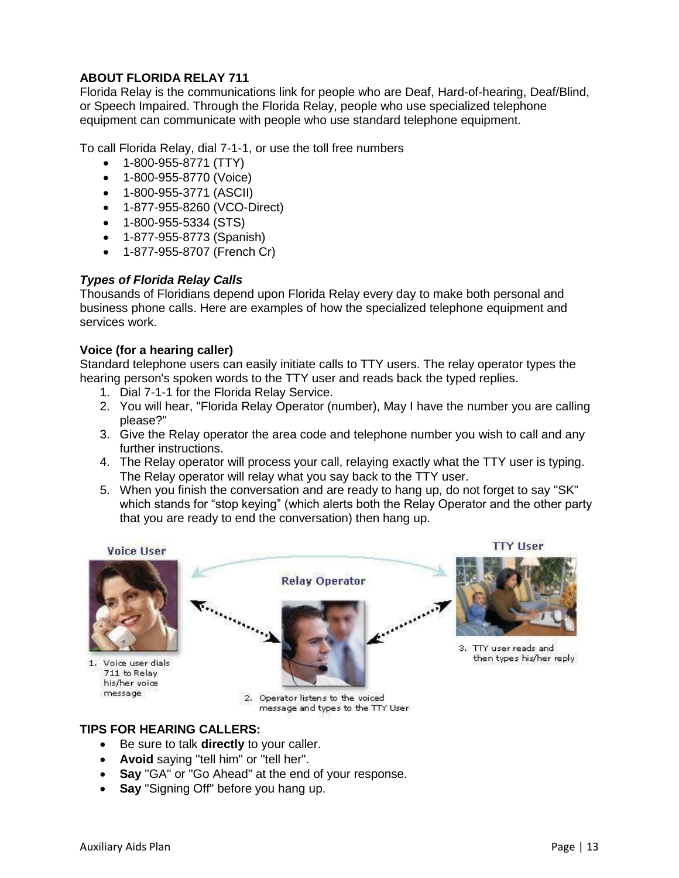**ABOUT FLORIDA RELAY 711**

Florida Relay is the communications link for people who are Deaf, Hard-of-hearing, Deaf/Blind, or Speech Impaired. Through the Florida Relay, people who use specialized telephone equipment can communicate with people who use standard telephone equipment.

To call Florida Relay, dial 7-1-1, or use the toll free numbers

- 1-800-955-8771 (TTY)
- 1-800-955-8770 (Voice)
- 1-800-955-3771 (ASCII)
- 1-877-955-8260 (VCO-Direct)
- 1-800-955-5334 (STS)
- 1-877-955-8773 (Spanish)
- 1-877-955-8707 (French Cr)

***Types of Florida Relay Calls***

Thousands of Floridians depend upon Florida Relay every day to make both personal and business phone calls. Here are examples of how the specialized telephone equipment and services work.

**Voice (for a hearing caller)**

Standard telephone users can easily initiate calls to TTY users. The relay operator types the hearing person's spoken words to the TTY user and reads back the typed replies.

1. Dial 7-1-1 for the Florida Relay Service.
2. You will hear, "Florida Relay Operator (number), May I have the number you are calling please?"
3. Give the Relay operator the area code and telephone number you wish to call and any further instructions.
4. The Relay operator will process your call, relaying exactly what the TTY user is typing. The Relay operator will relay what you say back to the TTY user.
5. When you finish the conversation and are ready to hang up, do not forget to say "SK" which stands for "stop keying" (which alerts both the Relay Operator and the other party that you are ready to end the conversation) then hang up.

Voice User | Relay Operator | TTY User

1. Voice user dials 711 to Relay his/her voice message
2. Operator listens to the voiced message and types to the TTY User
3. TTY user reads and then types his/her reply

**TIPS FOR HEARING CALLERS:**

- Be sure to talk **directly** to your caller.
- **Avoid** saying "tell him" or "tell her".
- **Say** "GA" or "Go Ahead" at the end of your response.
- **Say** "Signing Off" before you hang up.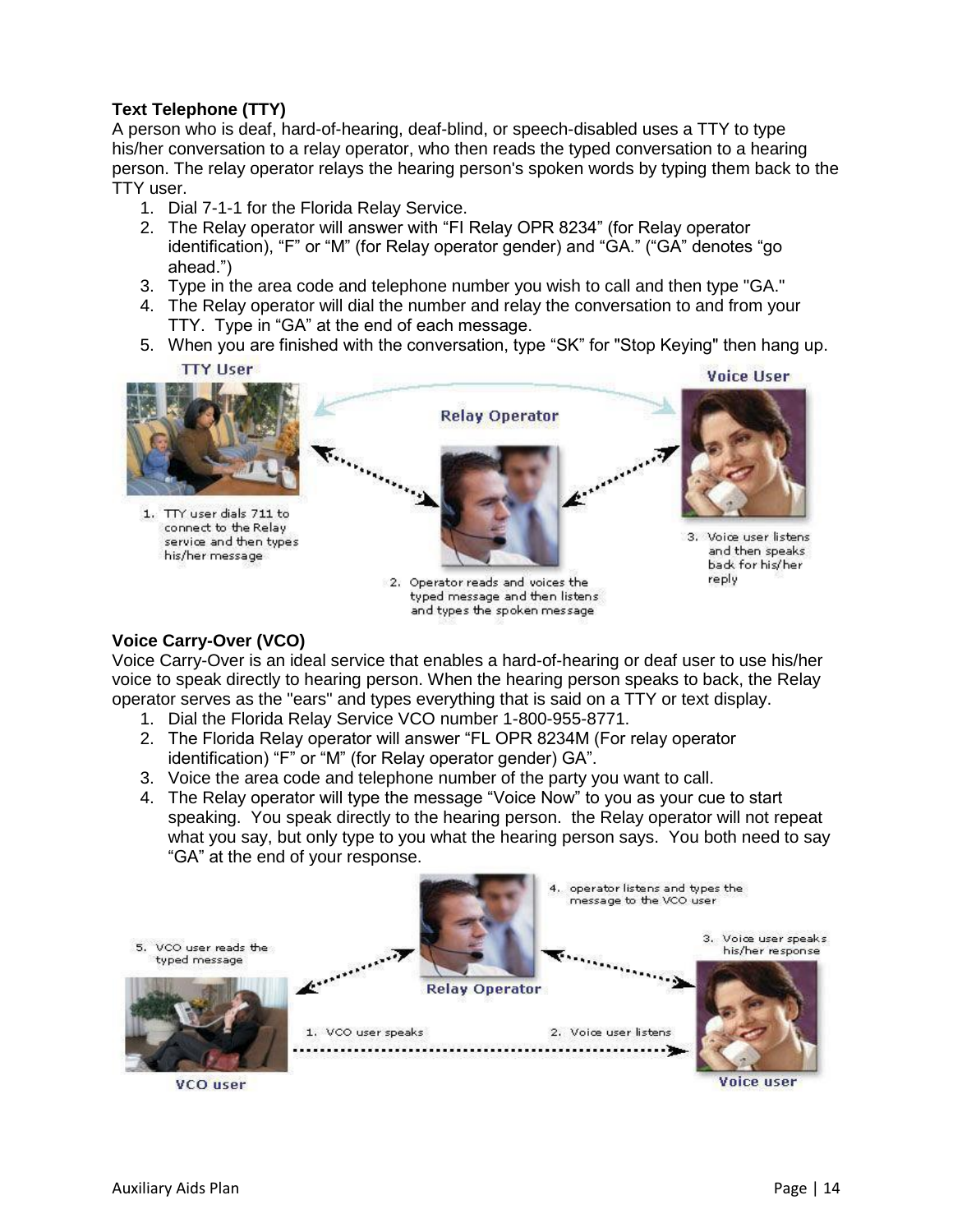**Text Telephone (TTY)**

A person who is deaf, hard-of-hearing, deaf-blind, or speech-disabled uses a TTY to type his/her conversation to a relay operator, who then reads the typed conversation to a hearing person. The relay operator relays the hearing person's spoken words by typing them back to the TTY user.

1. Dial 7-1-1 for the Florida Relay Service.
2. The Relay operator will answer with “Fl Relay OPR 8234” (for Relay operator identification), “F” or “M” (for Relay operator gender) and “GA.” (“GA” denotes “go ahead.”)
3. Type in the area code and telephone number you wish to call and then type "GA."
4. The Relay operator will dial the number and relay the conversation to and from your TTY. Type in “GA” at the end of each message.
5. When you are finished with the conversation, type “SK” for "Stop Keying" then hang up.

**Voice Carry-Over (VCO)**

Voice Carry-Over is an ideal service that enables a hard-of-hearing or deaf user to use his/her voice to speak directly to hearing person. When the hearing person speaks to back, the Relay operator serves as the "ears" and types everything that is said on a TTY or text display.

1. Dial the Florida Relay Service VCO number 1-800-955-8771.
2. The Florida Relay operator will answer “FL OPR 8234M (For relay operator identification) “F” or “M” (for Relay operator gender) GA”.
3. Voice the area code and telephone number of the party you want to call.
4. The Relay operator will type the message “Voice Now” to you as your cue to start speaking. You speak directly to the hearing person. the Relay operator will not repeat what you say, but only type to you what the hearing person says. You both need to say “GA” at the end of your response.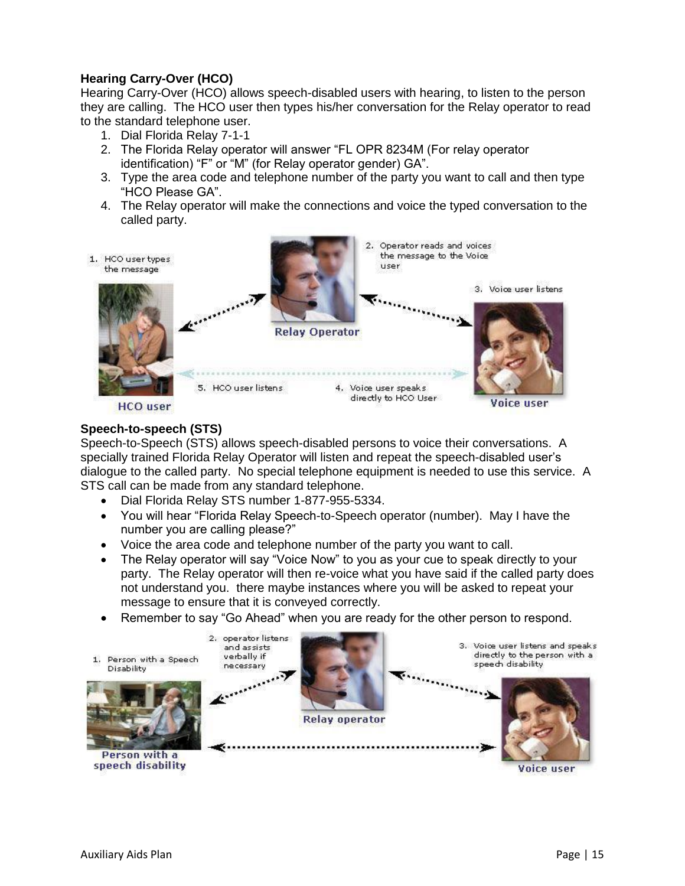**Hearing Carry-Over (HCO)**

Hearing Carry-Over (HCO) allows speech-disabled users with hearing, to listen to the person they are calling. The HCO user then types his/her conversation for the Relay operator to read to the standard telephone user.

1. Dial Florida Relay 7-1-1
2. The Florida Relay operator will answer “FL OPR 8234M (For relay operator identification) “F” or “M” (for Relay operator gender) GA”.
3. Type the area code and telephone number of the party you want to call and then type “HCO Please GA”.
4. The Relay operator will make the connections and voice the typed conversation to the called party.

**Speech-to-speech (STS)**

Speech-to-Speech (STS) allows speech-disabled persons to voice their conversations. A specially trained Florida Relay Operator will listen and repeat the speech-disabled user’s dialogue to the called party. No special telephone equipment is needed to use this service. A STS call can be made from any standard telephone.

- Dial Florida Relay STS number 1-877-955-5334.
- You will hear “Florida Relay Speech-to-Speech operator (number). May I have the number you are calling please?”
- Voice the area code and telephone number of the party you want to call.
- The Relay operator will say “Voice Now” to you as your cue to speak directly to your party. The Relay operator will then re-voice what you have said if the called party does not understand you. there maybe instances where you will be asked to repeat your message to ensure that it is conveyed correctly.
- Remember to say “Go Ahead” when you are ready for the other person to respond.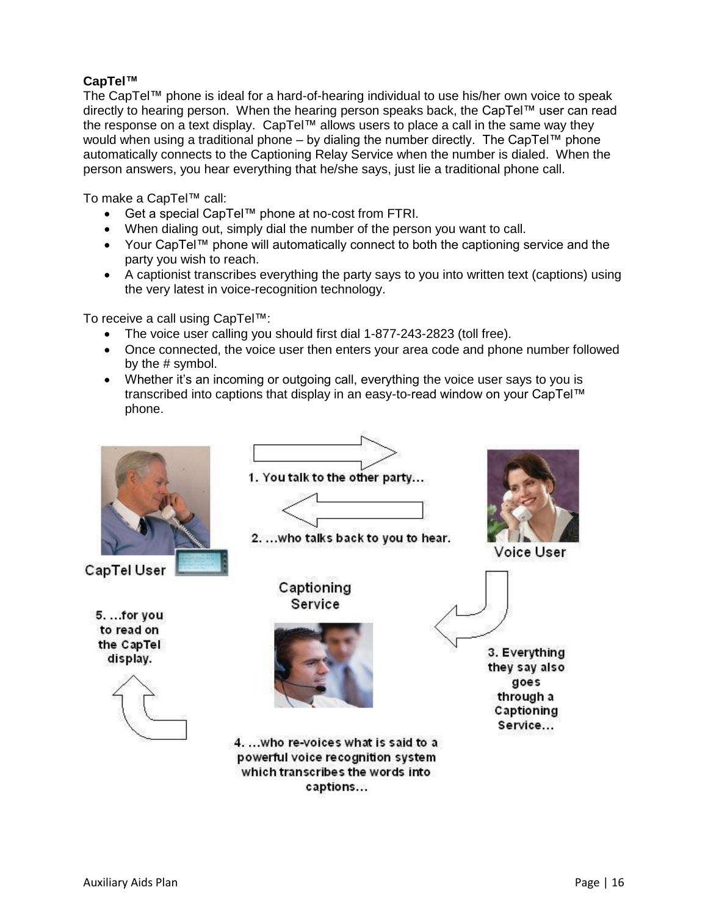**CapTel™**

The CapTel™ phone is ideal for a hard-of-hearing individual to use his/her own voice to speak directly to hearing person. When the hearing person speaks back, the CapTel™ user can read the response on a text display. CapTel™ allows users to place a call in the same way they would when using a traditional phone – by dialing the number directly. The CapTel™ phone automatically connects to the Captioning Relay Service when the number is dialed. When the person answers, you hear everything that he/she says, just lie a traditional phone call.

To make a CapTel™ call:

- Get a special CapTel™ phone at no-cost from FTRI.
- When dialing out, simply dial the number of the person you want to call.
- Your CapTel™ phone will automatically connect to both the captioning service and the party you wish to reach.
- A captionist transcribes everything the party says to you into written text (captions) using the very latest in voice-recognition technology.

To receive a call using CapTel™:

- The voice user calling you should first dial 1-877-243-2823 (toll free).
- Once connected, the voice user then enters your area code and phone number followed by the # symbol.
- Whether it's an incoming or outgoing call, everything the voice user says to you is transcribed into captions that display in an easy-to-read window on your CapTel™ phone.

1. You talk to the other party…

2. …who talks back to you to hear.

CapTel User

Voice User

Captioning Service

3. Everything they say also goes through a Captioning Service…

4. …who re-voices what is said to a powerful voice recognition system which transcribes the words into captions…

5. …for you to read on the CapTel display.